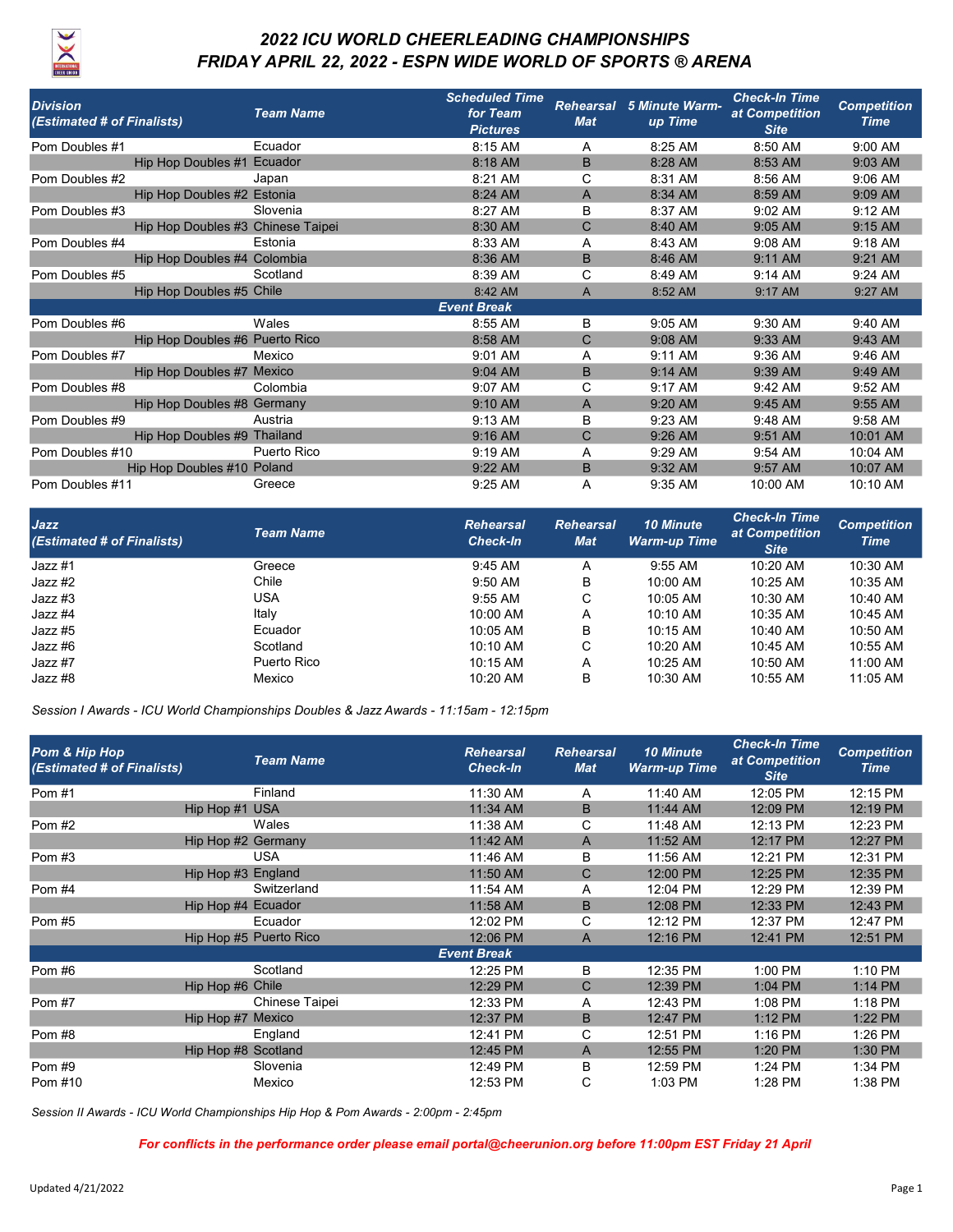# 2022 ICU WORLD CHEERLEADING CHAMPIONSHIPS
## FRIDAY APRIL 22, 2022 - ESPN WIDE WORLD OF SPORTS ® ARENA

| Division (Estimated # of Finalists) | Team Name | Scheduled Time for Team Pictures | Rehearsal Mat | 5 Minute Warm-up Time | Check-In Time at Competition Site | Competition Time |
|---|---|---|---|---|---|---|
| Pom Doubles #1 | Ecuador | 8:15 AM | A | 8:25 AM | 8:50 AM | 9:00 AM |
| Hip Hop Doubles #1 | Ecuador | 8:18 AM | B | 8:28 AM | 8:53 AM | 9:03 AM |
| Pom Doubles #2 | Japan | 8:21 AM | C | 8:31 AM | 8:56 AM | 9:06 AM |
| Hip Hop Doubles #2 | Estonia | 8:24 AM | A | 8:34 AM | 8:59 AM | 9:09 AM |
| Pom Doubles #3 | Slovenia | 8:27 AM | B | 8:37 AM | 9:02 AM | 9:12 AM |
| Hip Hop Doubles #3 | Chinese Taipei | 8:30 AM | C | 8:40 AM | 9:05 AM | 9:15 AM |
| Pom Doubles #4 | Estonia | 8:33 AM | A | 8:43 AM | 9:08 AM | 9:18 AM |
| Hip Hop Doubles #4 | Colombia | 8:36 AM | B | 8:46 AM | 9:11 AM | 9:21 AM |
| Pom Doubles #5 | Scotland | 8:39 AM | C | 8:49 AM | 9:14 AM | 9:24 AM |
| Hip Hop Doubles #5 | Chile | 8:42 AM | A | 8:52 AM | 9:17 AM | 9:27 AM |
| | | **Event Break** | | | | |
| Pom Doubles #6 | Wales | 8:55 AM | B | 9:05 AM | 9:30 AM | 9:40 AM |
| Hip Hop Doubles #6 | Puerto Rico | 8:58 AM | C | 9:08 AM | 9:33 AM | 9:43 AM |
| Pom Doubles #7 | Mexico | 9:01 AM | A | 9:11 AM | 9:36 AM | 9:46 AM |
| Hip Hop Doubles #7 | Mexico | 9:04 AM | B | 9:14 AM | 9:39 AM | 9:49 AM |
| Pom Doubles #8 | Colombia | 9:07 AM | C | 9:17 AM | 9:42 AM | 9:52 AM |
| Hip Hop Doubles #8 | Germany | 9:10 AM | A | 9:20 AM | 9:45 AM | 9:55 AM |
| Pom Doubles #9 | Austria | 9:13 AM | B | 9:23 AM | 9:48 AM | 9:58 AM |
| Hip Hop Doubles #9 | Thailand | 9:16 AM | C | 9:26 AM | 9:51 AM | 10:01 AM |
| Pom Doubles #10 | Puerto Rico | 9:19 AM | A | 9:29 AM | 9:54 AM | 10:04 AM |
| Hip Hop Doubles #10 | Poland | 9:22 AM | B | 9:32 AM | 9:57 AM | 10:07 AM |
| Pom Doubles #11 | Greece | 9:25 AM | A | 9:35 AM | 10:00 AM | 10:10 AM |

| Jazz (Estimated # of Finalists) | Team Name | Rehearsal Check-In | Rehearsal Mat | 10 Minute Warm-up Time | Check-In Time at Competition Site | Competition Time |
|---|---|---|---|---|---|---|
| Jazz #1 | Greece | 9:45 AM | A | 9:55 AM | 10:20 AM | 10:30 AM |
| Jazz #2 | Chile | 9:50 AM | B | 10:00 AM | 10:25 AM | 10:35 AM |
| Jazz #3 | USA | 9:55 AM | C | 10:05 AM | 10:30 AM | 10:40 AM |
| Jazz #4 | Italy | 10:00 AM | A | 10:10 AM | 10:35 AM | 10:45 AM |
| Jazz #5 | Ecuador | 10:05 AM | B | 10:15 AM | 10:40 AM | 10:50 AM |
| Jazz #6 | Scotland | 10:10 AM | C | 10:20 AM | 10:45 AM | 10:55 AM |
| Jazz #7 | Puerto Rico | 10:15 AM | A | 10:25 AM | 10:50 AM | 11:00 AM |
| Jazz #8 | Mexico | 10:20 AM | B | 10:30 AM | 10:55 AM | 11:05 AM |

*Session I Awards - ICU World Championships Doubles & Jazz Awards - 11:15am - 12:15pm*

| Pom & Hip Hop (Estimated # of Finalists) | Team Name | Rehearsal Check-In | Rehearsal Mat | 10 Minute Warm-up Time | Check-In Time at Competition Site | Competition Time |
|---|---|---|---|---|---|---|
| Pom #1 | Finland | 11:30 AM | A | 11:40 AM | 12:05 PM | 12:15 PM |
| Hip Hop #1 | USA | 11:34 AM | B | 11:44 AM | 12:09 PM | 12:19 PM |
| Pom #2 | Wales | 11:38 AM | C | 11:48 AM | 12:13 PM | 12:23 PM |
| Hip Hop #2 | Germany | 11:42 AM | A | 11:52 AM | 12:17 PM | 12:27 PM |
| Pom #3 | USA | 11:46 AM | B | 11:56 AM | 12:21 PM | 12:31 PM |
| Hip Hop #3 | England | 11:50 AM | C | 12:00 PM | 12:25 PM | 12:35 PM |
| Pom #4 | Switzerland | 11:54 AM | A | 12:04 PM | 12:29 PM | 12:39 PM |
| Hip Hop #4 | Ecuador | 11:58 AM | B | 12:08 PM | 12:33 PM | 12:43 PM |
| Pom #5 | Ecuador | 12:02 PM | C | 12:12 PM | 12:37 PM | 12:47 PM |
| Hip Hop #5 | Puerto Rico | 12:06 PM | A | 12:16 PM | 12:41 PM | 12:51 PM |
| | | **Event Break** | | | | |
| Pom #6 | Scotland | 12:25 PM | B | 12:35 PM | 1:00 PM | 1:10 PM |
| Hip Hop #6 | Chile | 12:29 PM | C | 12:39 PM | 1:04 PM | 1:14 PM |
| Pom #7 | Chinese Taipei | 12:33 PM | A | 12:43 PM | 1:08 PM | 1:18 PM |
| Hip Hop #7 | Mexico | 12:37 PM | B | 12:47 PM | 1:12 PM | 1:22 PM |
| Pom #8 | England | 12:41 PM | C | 12:51 PM | 1:16 PM | 1:26 PM |
| Hip Hop #8 | Scotland | 12:45 PM | A | 12:55 PM | 1:20 PM | 1:30 PM |
| Pom #9 | Slovenia | 12:49 PM | B | 12:59 PM | 1:24 PM | 1:34 PM |
| Pom #10 | Mexico | 12:53 PM | C | 1:03 PM | 1:28 PM | 1:38 PM |

*Session II Awards - ICU World Championships Hip Hop & Pom Awards - 2:00pm - 2:45pm*

***For conflicts in the performance order please email portal@cheerunion.org before 11:00pm EST Friday 21 April***

Updated 4/21/2022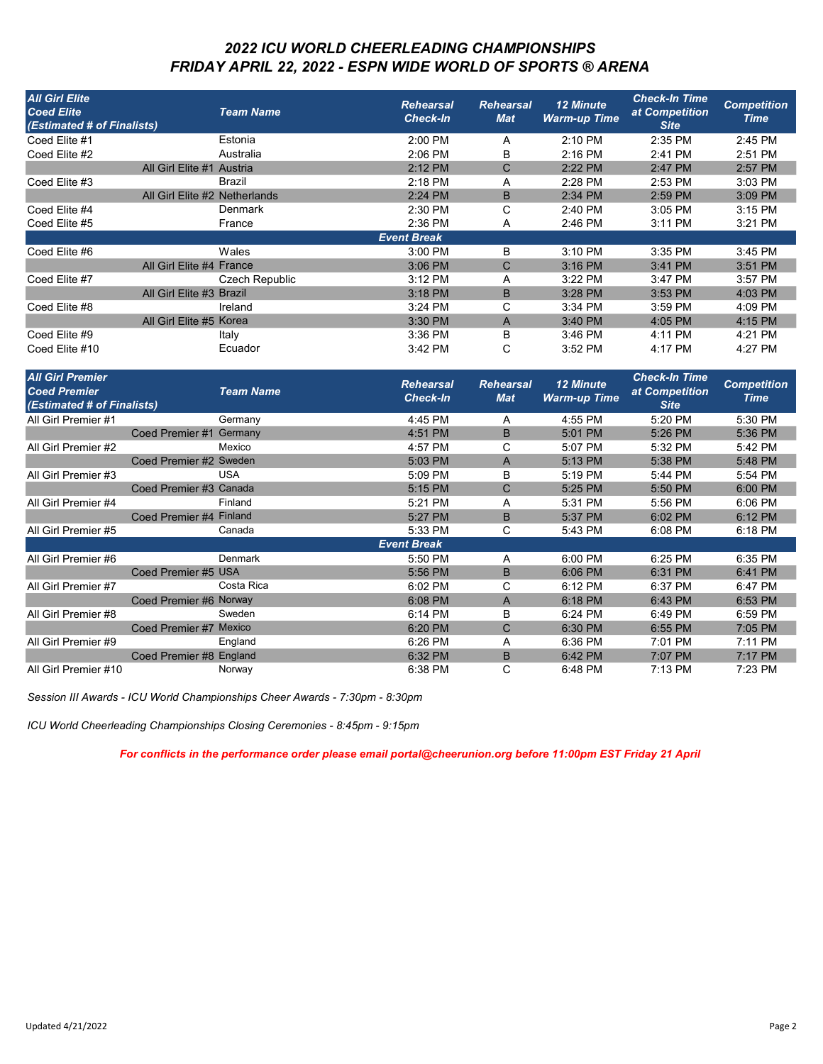## 2022 ICU WORLD CHEERLEADING CHAMPIONSHIPS
## FRIDAY APRIL 22, 2022 - ESPN WIDE WORLD OF SPORTS ® ARENA

| All Girl Elite / Coed Elite (Estimated # of Finalists) | Team Name | Rehearsal Check-In | Rehearsal Mat | 12 Minute Warm-up Time | Check-In Time at Competition Site | Competition Time |
|---|---|---|---|---|---|---|
| Coed Elite #1 | Estonia | 2:00 PM | A | 2:10 PM | 2:35 PM | 2:45 PM |
| Coed Elite #2 | Australia | 2:06 PM | B | 2:16 PM | 2:41 PM | 2:51 PM |
| All Girl Elite #1 | Austria | 2:12 PM | C | 2:22 PM | 2:47 PM | 2:57 PM |
| Coed Elite #3 | Brazil | 2:18 PM | A | 2:28 PM | 2:53 PM | 3:03 PM |
| All Girl Elite #2 | Netherlands | 2:24 PM | B | 2:34 PM | 2:59 PM | 3:09 PM |
| Coed Elite #4 | Denmark | 2:30 PM | C | 2:40 PM | 3:05 PM | 3:15 PM |
| Coed Elite #5 | France | 2:36 PM | A | 2:46 PM | 3:11 PM | 3:21 PM |
| | | **Event Break** | | | | |
| Coed Elite #6 | Wales | 3:00 PM | B | 3:10 PM | 3:35 PM | 3:45 PM |
| All Girl Elite #4 | France | 3:06 PM | C | 3:16 PM | 3:41 PM | 3:51 PM |
| Coed Elite #7 | Czech Republic | 3:12 PM | A | 3:22 PM | 3:47 PM | 3:57 PM |
| All Girl Elite #3 | Brazil | 3:18 PM | B | 3:28 PM | 3:53 PM | 4:03 PM |
| Coed Elite #8 | Ireland | 3:24 PM | C | 3:34 PM | 3:59 PM | 4:09 PM |
| All Girl Elite #5 | Korea | 3:30 PM | A | 3:40 PM | 4:05 PM | 4:15 PM |
| Coed Elite #9 | Italy | 3:36 PM | B | 3:46 PM | 4:11 PM | 4:21 PM |
| Coed Elite #10 | Ecuador | 3:42 PM | C | 3:52 PM | 4:17 PM | 4:27 PM |

| All Girl Premier / Coed Premier (Estimated # of Finalists) | Team Name | Rehearsal Check-In | Rehearsal Mat | 12 Minute Warm-up Time | Check-In Time at Competition Site | Competition Time |
|---|---|---|---|---|---|---|
| All Girl Premier #1 | Germany | 4:45 PM | A | 4:55 PM | 5:20 PM | 5:30 PM |
| Coed Premier #1 | Germany | 4:51 PM | B | 5:01 PM | 5:26 PM | 5:36 PM |
| All Girl Premier #2 | Mexico | 4:57 PM | C | 5:07 PM | 5:32 PM | 5:42 PM |
| Coed Premier #2 | Sweden | 5:03 PM | A | 5:13 PM | 5:38 PM | 5:48 PM |
| All Girl Premier #3 | USA | 5:09 PM | B | 5:19 PM | 5:44 PM | 5:54 PM |
| Coed Premier #3 | Canada | 5:15 PM | C | 5:25 PM | 5:50 PM | 6:00 PM |
| All Girl Premier #4 | Finland | 5:21 PM | A | 5:31 PM | 5:56 PM | 6:06 PM |
| Coed Premier #4 | Finland | 5:27 PM | B | 5:37 PM | 6:02 PM | 6:12 PM |
| All Girl Premier #5 | Canada | 5:33 PM | C | 5:43 PM | 6:08 PM | 6:18 PM |
| | | **Event Break** | | | | |
| All Girl Premier #6 | Denmark | 5:50 PM | A | 6:00 PM | 6:25 PM | 6:35 PM |
| Coed Premier #5 | USA | 5:56 PM | B | 6:06 PM | 6:31 PM | 6:41 PM |
| All Girl Premier #7 | Costa Rica | 6:02 PM | C | 6:12 PM | 6:37 PM | 6:47 PM |
| Coed Premier #6 | Norway | 6:08 PM | A | 6:18 PM | 6:43 PM | 6:53 PM |
| All Girl Premier #8 | Sweden | 6:14 PM | B | 6:24 PM | 6:49 PM | 6:59 PM |
| Coed Premier #7 | Mexico | 6:20 PM | C | 6:30 PM | 6:55 PM | 7:05 PM |
| All Girl Premier #9 | England | 6:26 PM | A | 6:36 PM | 7:01 PM | 7:11 PM |
| Coed Premier #8 | England | 6:32 PM | B | 6:42 PM | 7:07 PM | 7:17 PM |
| All Girl Premier #10 | Norway | 6:38 PM | C | 6:48 PM | 7:13 PM | 7:23 PM |

*Session III Awards - ICU World Championships Cheer Awards - 7:30pm - 8:30pm*

*ICU World Cheerleading Championships Closing Ceremonies - 8:45pm - 9:15pm*

***For conflicts in the performance order please email portal@cheerunion.org before 11:00pm EST Friday 21 April***

Updated 4/21/2022